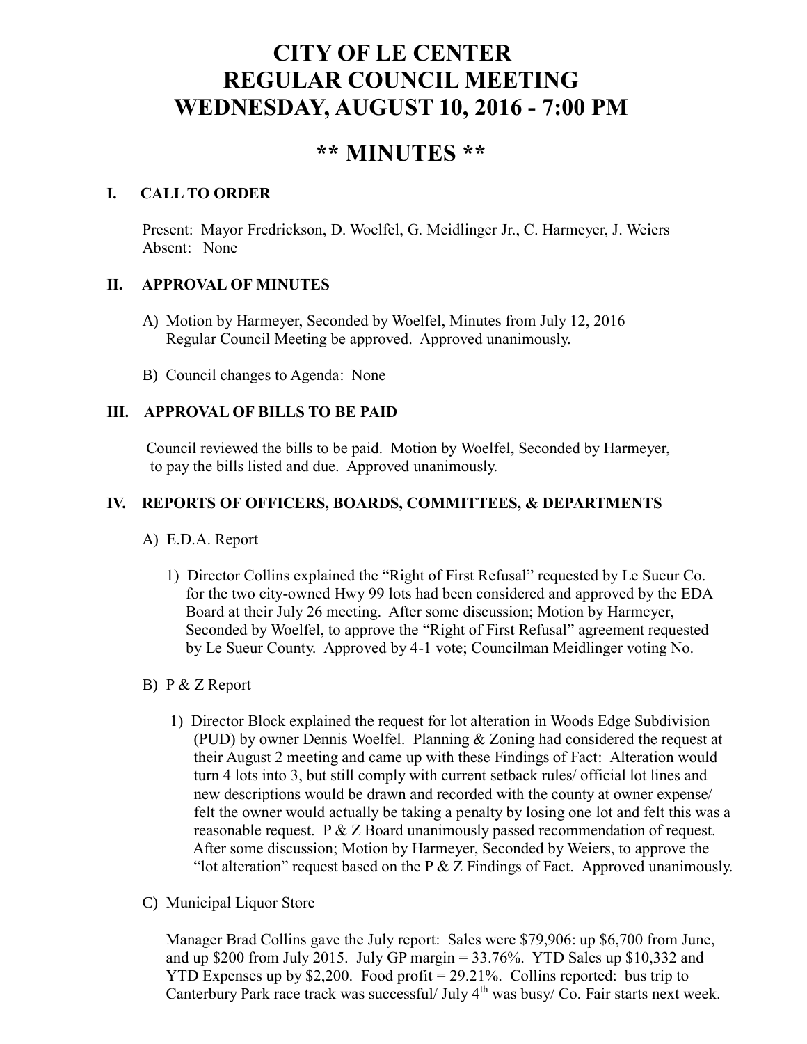# CITY OF LE CENTER
# REGULAR COUNCIL MEETING
# WEDNESDAY, AUGUST 10, 2016 - 7:00 PM

## ** MINUTES **

### I. CALL TO ORDER

Present: Mayor Fredrickson, D. Woelfel, G. Meidlinger Jr., C. Harmeyer, J. Weiers
Absent: None

### II. APPROVAL OF MINUTES

A) Motion by Harmeyer, Seconded by Woelfel, Minutes from July 12, 2016 Regular Council Meeting be approved. Approved unanimously.

B) Council changes to Agenda: None

### III. APPROVAL OF BILLS TO BE PAID

Council reviewed the bills to be paid. Motion by Woelfel, Seconded by Harmeyer, to pay the bills listed and due. Approved unanimously.

### IV. REPORTS OF OFFICERS, BOARDS, COMMITTEES, & DEPARTMENTS

A) E.D.A. Report

1) Director Collins explained the "Right of First Refusal" requested by Le Sueur Co. for the two city-owned Hwy 99 lots had been considered and approved by the EDA Board at their July 26 meeting. After some discussion; Motion by Harmeyer, Seconded by Woelfel, to approve the "Right of First Refusal" agreement requested by Le Sueur County. Approved by 4-1 vote; Councilman Meidlinger voting No.

B) P & Z Report

1) Director Block explained the request for lot alteration in Woods Edge Subdivision (PUD) by owner Dennis Woelfel. Planning & Zoning had considered the request at their August 2 meeting and came up with these Findings of Fact: Alteration would turn 4 lots into 3, but still comply with current setback rules/ official lot lines and new descriptions would be drawn and recorded with the county at owner expense/ felt the owner would actually be taking a penalty by losing one lot and felt this was a reasonable request. P & Z Board unanimously passed recommendation of request. After some discussion; Motion by Harmeyer, Seconded by Weiers, to approve the "lot alteration" request based on the P & Z Findings of Fact. Approved unanimously.

C) Municipal Liquor Store

Manager Brad Collins gave the July report: Sales were $79,906: up $6,700 from June, and up $200 from July 2015. July GP margin = 33.76%. YTD Sales up $10,332 and YTD Expenses up by $2,200. Food profit = 29.21%. Collins reported: bus trip to Canterbury Park race track was successful/ July 4th was busy/ Co. Fair starts next week.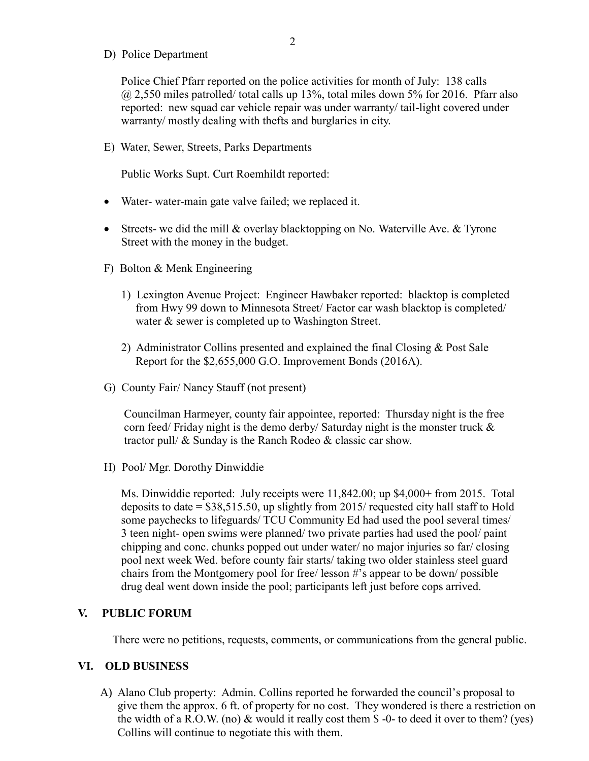D) Police Department

Police Chief Pfarr reported on the police activities for month of July: 138 calls @ 2,550 miles patrolled/ total calls up 13%, total miles down 5% for 2016. Pfarr also reported: new squad car vehicle repair was under warranty/ tail-light covered under warranty/ mostly dealing with thefts and burglaries in city.

E) Water, Sewer, Streets, Parks Departments

Public Works Supt. Curt Roemhildt reported:

- Water- water-main gate valve failed; we replaced it.
- Streets- we did the mill & overlay blacktopping on No. Waterville Ave. & Tyrone Street with the money in the budget.

F) Bolton & Menk Engineering

1) Lexington Avenue Project: Engineer Hawbaker reported: blacktop is completed from Hwy 99 down to Minnesota Street/ Factor car wash blacktop is completed/ water & sewer is completed up to Washington Street.

2) Administrator Collins presented and explained the final Closing & Post Sale Report for the $2,655,000 G.O. Improvement Bonds (2016A).

G) County Fair/ Nancy Stauff (not present)

Councilman Harmeyer, county fair appointee, reported: Thursday night is the free corn feed/ Friday night is the demo derby/ Saturday night is the monster truck & tractor pull/ & Sunday is the Ranch Rodeo & classic car show.

H) Pool/ Mgr. Dorothy Dinwiddie

Ms. Dinwiddie reported: July receipts were 11,842.00; up $4,000+ from 2015. Total deposits to date = $38,515.50, up slightly from 2015/ requested city hall staff to Hold some paychecks to lifeguards/ TCU Community Ed had used the pool several times/ 3 teen night- open swims were planned/ two private parties had used the pool/ paint chipping and conc. chunks popped out under water/ no major injuries so far/ closing pool next week Wed. before county fair starts/ taking two older stainless steel guard chairs from the Montgomery pool for free/ lesson #'s appear to be down/ possible drug deal went down inside the pool; participants left just before cops arrived.

## V. PUBLIC FORUM

There were no petitions, requests, comments, or communications from the general public.

## VI. OLD BUSINESS

A) Alano Club property: Admin. Collins reported he forwarded the council's proposal to give them the approx. 6 ft. of property for no cost. They wondered is there a restriction on the width of a R.O.W. (no) & would it really cost them $ -0- to deed it over to them? (yes) Collins will continue to negotiate this with them.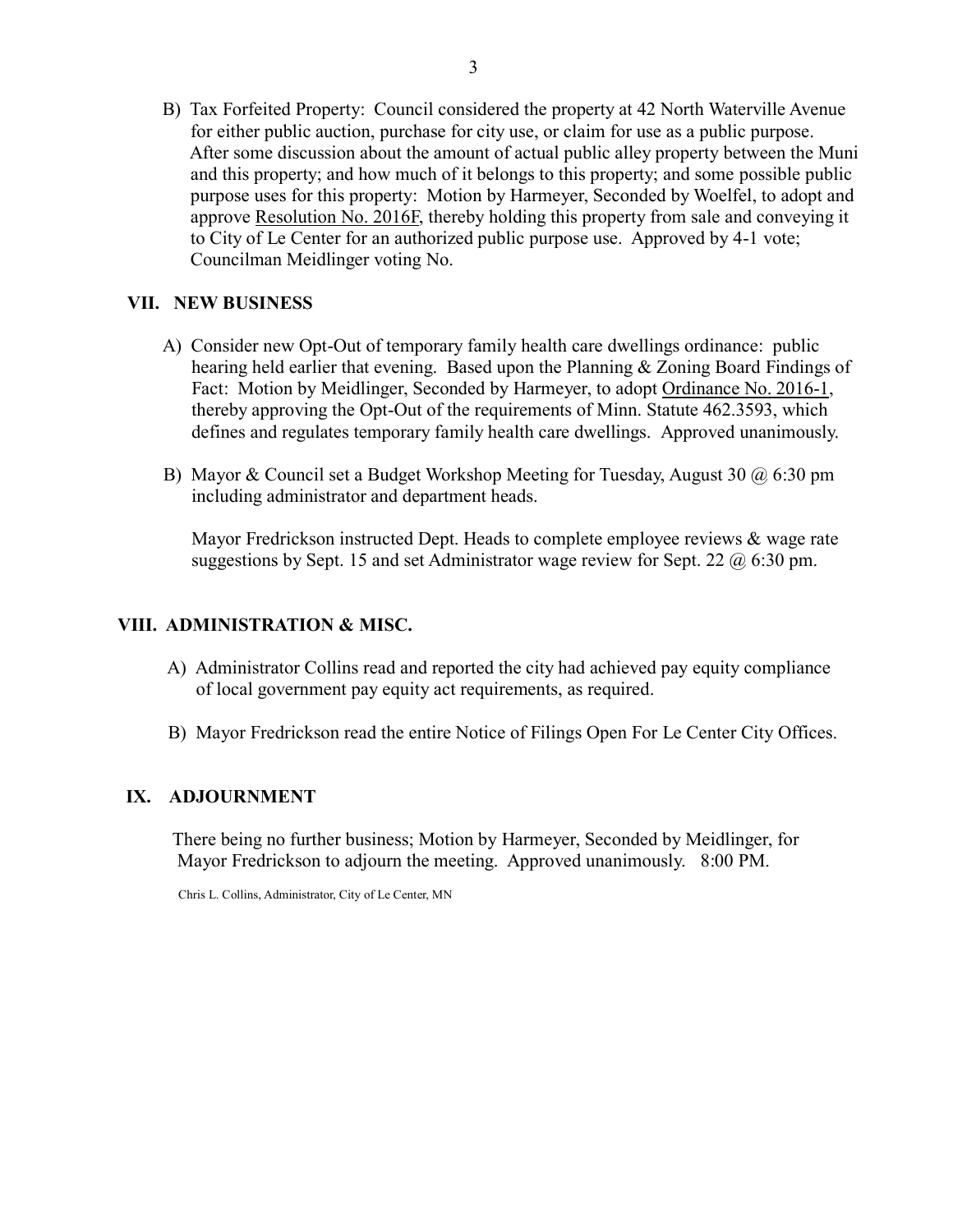B) Tax Forfeited Property: Council considered the property at 42 North Waterville Avenue for either public auction, purchase for city use, or claim for use as a public purpose. After some discussion about the amount of actual public alley property between the Muni and this property; and how much of it belongs to this property; and some possible public purpose uses for this property: Motion by Harmeyer, Seconded by Woelfel, to adopt and approve Resolution No. 2016F, thereby holding this property from sale and conveying it to City of Le Center for an authorized public purpose use. Approved by 4-1 vote; Councilman Meidlinger voting No.

## VII. NEW BUSINESS

A) Consider new Opt-Out of temporary family health care dwellings ordinance: public hearing held earlier that evening. Based upon the Planning & Zoning Board Findings of Fact: Motion by Meidlinger, Seconded by Harmeyer, to adopt Ordinance No. 2016-1, thereby approving the Opt-Out of the requirements of Minn. Statute 462.3593, which defines and regulates temporary family health care dwellings. Approved unanimously.

B) Mayor & Council set a Budget Workshop Meeting for Tuesday, August 30 @ 6:30 pm including administrator and department heads.

Mayor Fredrickson instructed Dept. Heads to complete employee reviews & wage rate suggestions by Sept. 15 and set Administrator wage review for Sept. 22 @ 6:30 pm.

## VIII. ADMINISTRATION & MISC.

A) Administrator Collins read and reported the city had achieved pay equity compliance of local government pay equity act requirements, as required.

B) Mayor Fredrickson read the entire Notice of Filings Open For Le Center City Offices.

## IX. ADJOURNMENT

There being no further business; Motion by Harmeyer, Seconded by Meidlinger, for Mayor Fredrickson to adjourn the meeting. Approved unanimously. 8:00 PM.

Chris L. Collins, Administrator, City of Le Center, MN